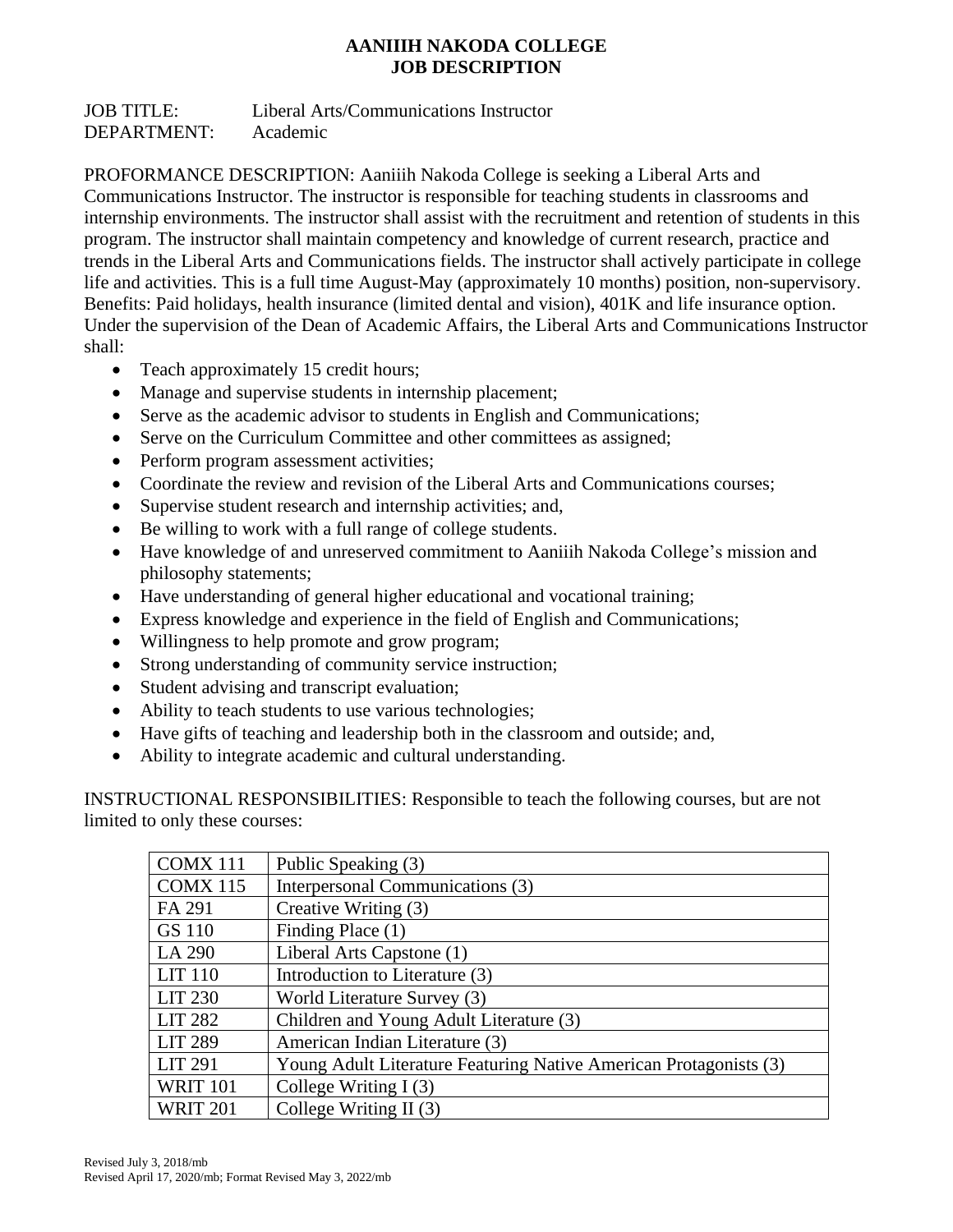# AANIIIH NAKODA COLLEGE
# JOB DESCRIPTION

JOB TITLE: Liberal Arts/Communications Instructor
DEPARTMENT: Academic

PROFORMANCE DESCRIPTION: Aaniiih Nakoda College is seeking a Liberal Arts and Communications Instructor. The instructor is responsible for teaching students in classrooms and internship environments. The instructor shall assist with the recruitment and retention of students in this program. The instructor shall maintain competency and knowledge of current research, practice and trends in the Liberal Arts and Communications fields. The instructor shall actively participate in college life and activities. This is a full time August-May (approximately 10 months) position, non-supervisory. Benefits: Paid holidays, health insurance (limited dental and vision), 401K and life insurance option. Under the supervision of the Dean of Academic Affairs, the Liberal Arts and Communications Instructor shall:

- Teach approximately 15 credit hours;
- Manage and supervise students in internship placement;
- Serve as the academic advisor to students in English and Communications;
- Serve on the Curriculum Committee and other committees as assigned;
- Perform program assessment activities;
- Coordinate the review and revision of the Liberal Arts and Communications courses;
- Supervise student research and internship activities; and,
- Be willing to work with a full range of college students.
- Have knowledge of and unreserved commitment to Aaniiih Nakoda College's mission and philosophy statements;
- Have understanding of general higher educational and vocational training;
- Express knowledge and experience in the field of English and Communications;
- Willingness to help promote and grow program;
- Strong understanding of community service instruction;
- Student advising and transcript evaluation;
- Ability to teach students to use various technologies;
- Have gifts of teaching and leadership both in the classroom and outside; and,
- Ability to integrate academic and cultural understanding.

INSTRUCTIONAL RESPONSIBILITIES: Responsible to teach the following courses, but are not limited to only these courses:

| | |
|---|---|
| COMX 111 | Public Speaking (3) |
| COMX 115 | Interpersonal Communications (3) |
| FA 291 | Creative Writing (3) |
| GS 110 | Finding Place (1) |
| LA 290 | Liberal Arts Capstone (1) |
| LIT 110 | Introduction to Literature (3) |
| LIT 230 | World Literature Survey (3) |
| LIT 282 | Children and Young Adult Literature (3) |
| LIT 289 | American Indian Literature (3) |
| LIT 291 | Young Adult Literature Featuring Native American Protagonists (3) |
| WRIT 101 | College Writing I (3) |
| WRIT 201 | College Writing II (3) |

Revised July 3, 2018/mb
Revised April 17, 2020/mb; Format Revised May 3, 2022/mb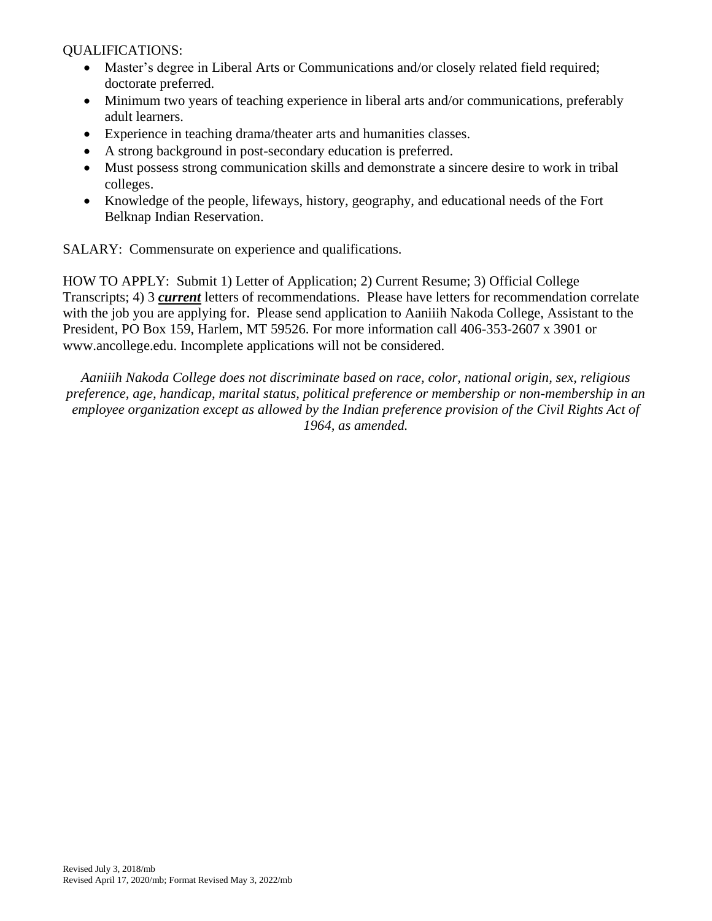QUALIFICATIONS:

- Master's degree in Liberal Arts or Communications and/or closely related field required; doctorate preferred.
- Minimum two years of teaching experience in liberal arts and/or communications, preferably adult learners.
- Experience in teaching drama/theater arts and humanities classes.
- A strong background in post-secondary education is preferred.
- Must possess strong communication skills and demonstrate a sincere desire to work in tribal colleges.
- Knowledge of the people, lifeways, history, geography, and educational needs of the Fort Belknap Indian Reservation.

SALARY: Commensurate on experience and qualifications.

HOW TO APPLY: Submit 1) Letter of Application; 2) Current Resume; 3) Official College Transcripts; 4) 3 ***current*** letters of recommendations. Please have letters for recommendation correlate with the job you are applying for. Please send application to Aaniiih Nakoda College, Assistant to the President, PO Box 159, Harlem, MT 59526. For more information call 406-353-2607 x 3901 or www.ancollege.edu. Incomplete applications will not be considered.

*Aaniiih Nakoda College does not discriminate based on race, color, national origin, sex, religious preference, age, handicap, marital status, political preference or membership or non-membership in an employee organization except as allowed by the Indian preference provision of the Civil Rights Act of 1964, as amended.*

Revised July 3, 2018/mb
Revised April 17, 2020/mb; Format Revised May 3, 2022/mb